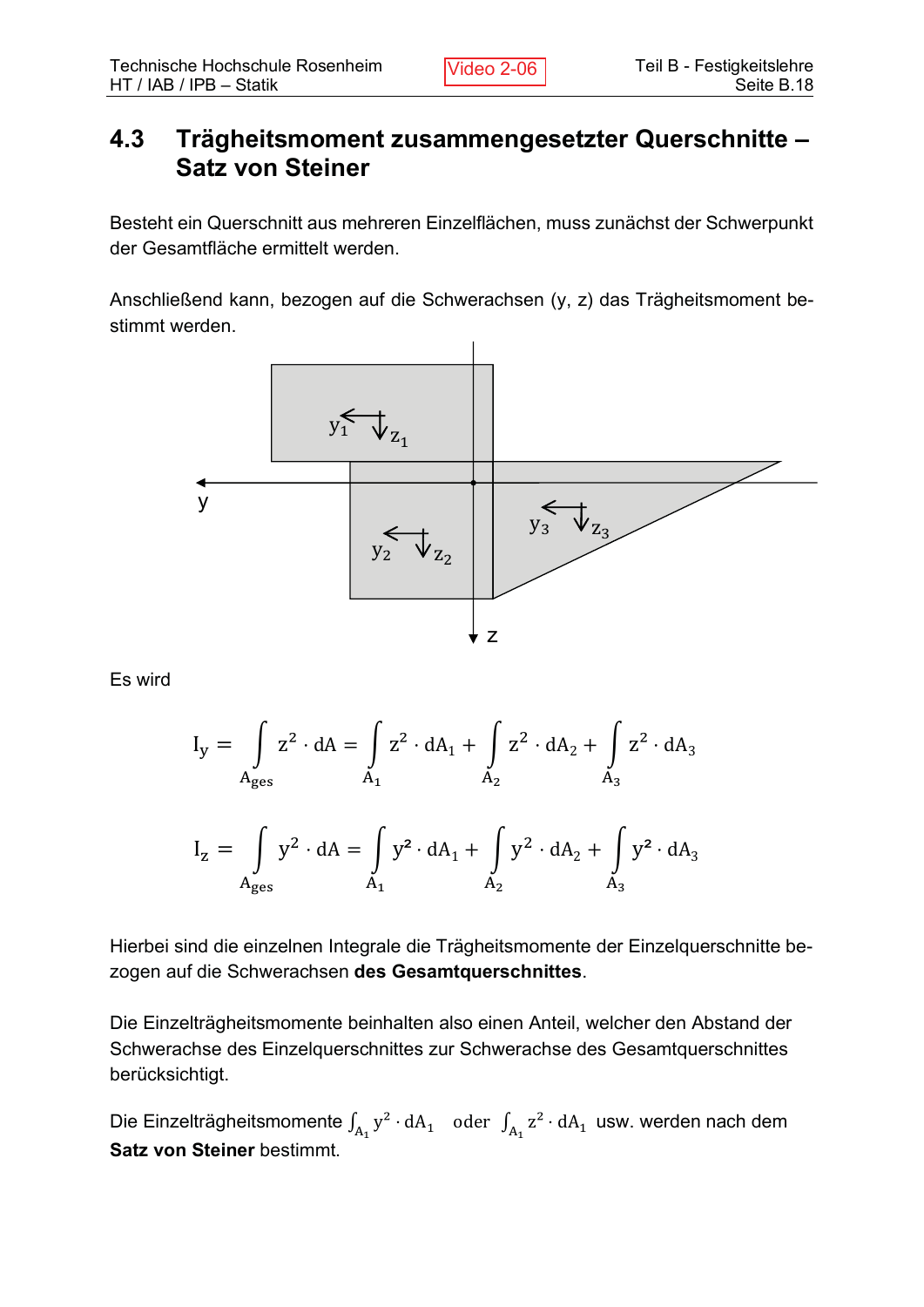## 4.3 Trägheitsmoment zusammengesetzter Querschnitte – Satz von Steiner

Besteht ein Querschnitt aus mehreren Einzelflächen, muss zunächst der Schwerpunkt der Gesamtfläche ermittelt werden.

Anschließend kann, bezogen auf die Schwerachsen (y, z) das Trägheitsmoment bestimmt werden.

Es wird

$$I_y = \int_{A_{ges}} z^2 \cdot dA = \int_{A_1} z^2 \cdot dA_1 + \int_{A_2} z^2 \cdot dA_2 + \int_{A_3} z^2 \cdot dA_3$$

$$I_z = \int_{A_{ges}} y^2 \cdot dA = \int_{A_1} y^2 \cdot dA_1 + \int_{A_2} y^2 \cdot dA_2 + \int_{A_3} y^2 \cdot dA_3$$

Hierbei sind die einzelnen Integrale die Trägheitsmomente der Einzelquerschnitte bezogen auf die Schwerachsen **des Gesamtquerschnittes**.

Die Einzelträgheitsmomente beinhalten also einen Anteil, welcher den Abstand der Schwerachse des Einzelquerschnittes zur Schwerachse des Gesamtquerschnittes berücksichtigt.

Die Einzelträgheitsmomente $\int_{A_1} y^2 \cdot dA_1$ oder $\int_{A_1} z^2 \cdot dA_1$ usw. werden nach dem **Satz von Steiner** bestimmt.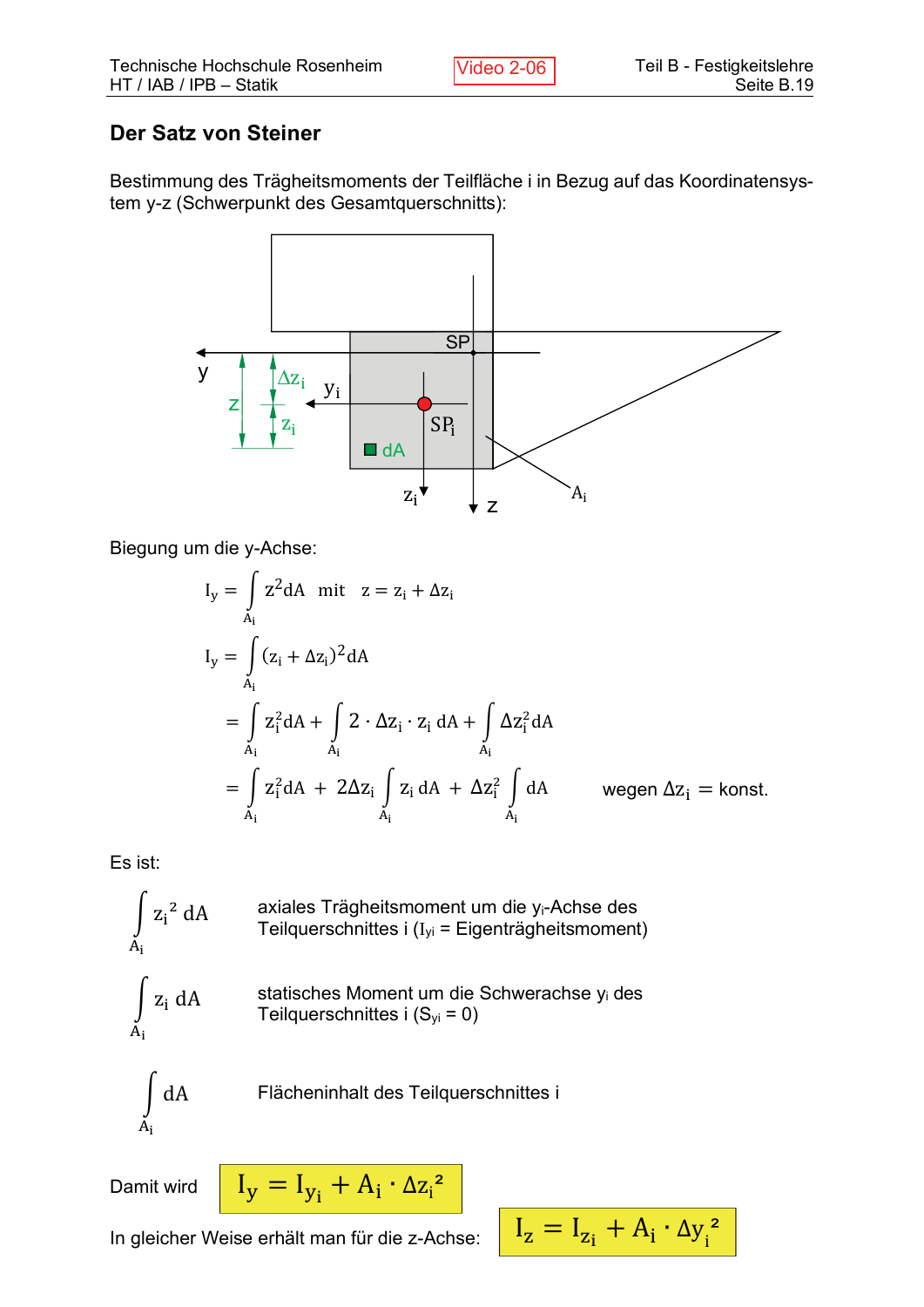## Der Satz von Steiner

Bestimmung des Trägheitsmoments der Teilfläche i in Bezug auf das Koordinatensystem y-z (Schwerpunkt des Gesamtquerschnitts):

Biegung um die y-Achse:

$$I_y = \int_{A_i} z^2 dA \quad \text{mit} \quad z = z_i + \Delta z_i$$

$$I_y = \int_{A_i} (z_i + \Delta z_i)^2 dA$$

$$= \int_{A_i} z_i^2 dA + \int_{A_i} 2 \cdot \Delta z_i \cdot z_i \, dA + \int_{A_i} \Delta z_i^2 dA$$

$$= \int_{A_i} z_i^2 dA \; + \; 2\Delta z_i \int_{A_i} z_i \, dA \; + \; \Delta z_i^2 \int_{A_i} dA \qquad \text{wegen } \Delta z_i = \text{konst.}$$

Es ist:

$\int_{A_i} z_i^2 \, dA$ — axiales Trägheitsmoment um die $y_i$-Achse des Teilquerschnittes i ($I_{yi}$ = Eigenträgheitsmoment)

$\int_{A_i} z_i \, dA$ — statisches Moment um die Schwerachse $y_i$ des Teilquerschnittes i ($S_{yi} = 0$)

$\int_{A_i} dA$ — Flächeninhalt des Teilquerschnittes i

Damit wird $$I_y = I_{y_i} + A_i \cdot \Delta z_i^2$$

In gleicher Weise erhält man für die z-Achse: $$I_z = I_{z_i} + A_i \cdot \Delta y_i^2$$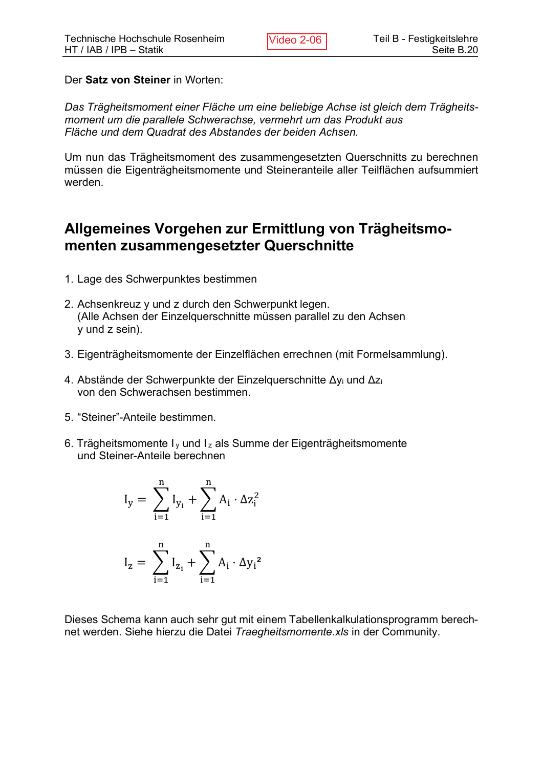Der **Satz von Steiner** in Worten:

*Das Trägheitsmoment einer Fläche um eine beliebige Achse ist gleich dem Trägheitsmoment um die parallele Schwerachse, vermehrt um das Produkt aus Fläche und dem Quadrat des Abstandes der beiden Achsen.*

Um nun das Trägheitsmoment des zusammengesetzten Querschnitts zu berechnen müssen die Eigenträgheitsmomente und Steineranteile aller Teilflächen aufsummiert werden.

## Allgemeines Vorgehen zur Ermittlung von Trägheitsmomenten zusammengesetzter Querschnitte

1. Lage des Schwerpunktes bestimmen

2. Achsenkreuz y und z durch den Schwerpunkt legen.
   (Alle Achsen der Einzelquerschnitte müssen parallel zu den Achsen y und z sein).

3. Eigenträgheitsmomente der Einzelflächen errechnen (mit Formelsammlung).

4. Abstände der Schwerpunkte der Einzelquerschnitte $\Delta y_i$ und $\Delta z_i$ von den Schwerachsen bestimmen.

5. “Steiner”-Anteile bestimmen.

6. Trägheitsmomente $I_y$ und $I_z$ als Summe der Eigenträgheitsmomente und Steiner-Anteile berechnen

$$I_y = \sum_{i=1}^{n} I_{y_i} + \sum_{i=1}^{n} A_i \cdot \Delta z_i^2$$

$$I_z = \sum_{i=1}^{n} I_{z_i} + \sum_{i=1}^{n} A_i \cdot \Delta y_i^2$$

Dieses Schema kann auch sehr gut mit einem Tabellenkalkulationsprogramm berechnet werden. Siehe hierzu die Datei *Traegheitsmomente.xls* in der Community.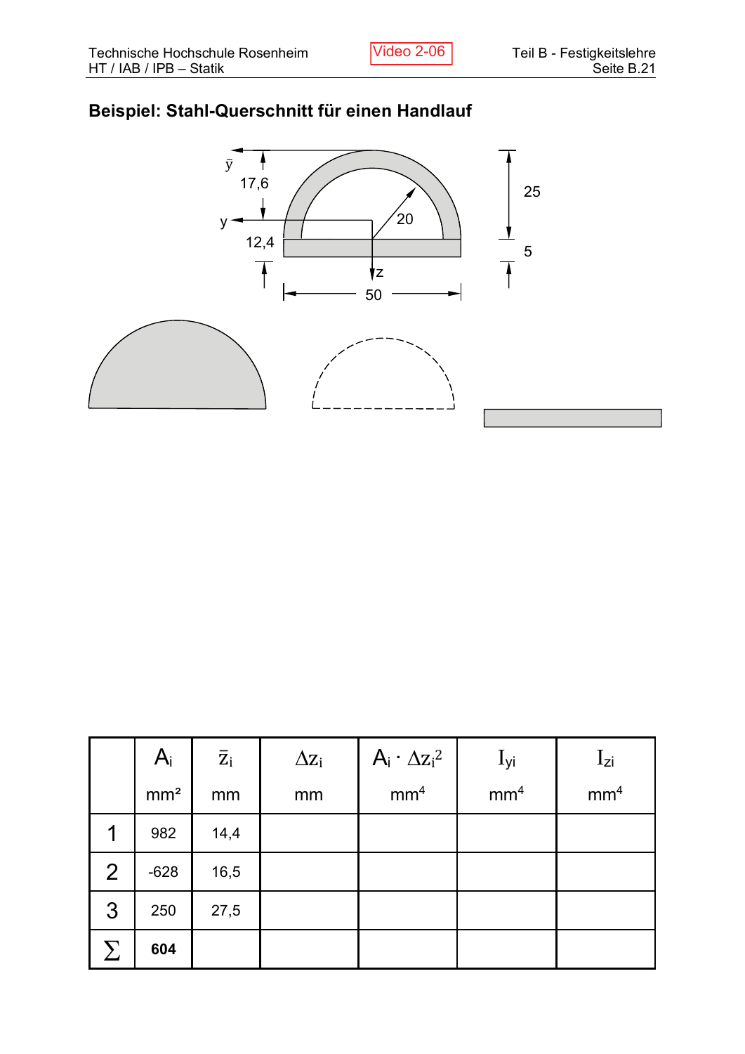## Beispiel: Stahl-Querschnitt für einen Handlauf

| | $A_i$ mm² | $\bar{z}_i$ mm | $\Delta z_i$ mm | $A_i \cdot \Delta z_i^2$ mm⁴ | $I_{yi}$ mm⁴ | $I_{zi}$ mm⁴ |
|---|---|---|---|---|---|---|
| 1 | 982 | 14,4 | | | | |
| 2 | -628 | 16,5 | | | | |
| 3 | 250 | 27,5 | | | | |
| $\sum$ | **604** | | | | | |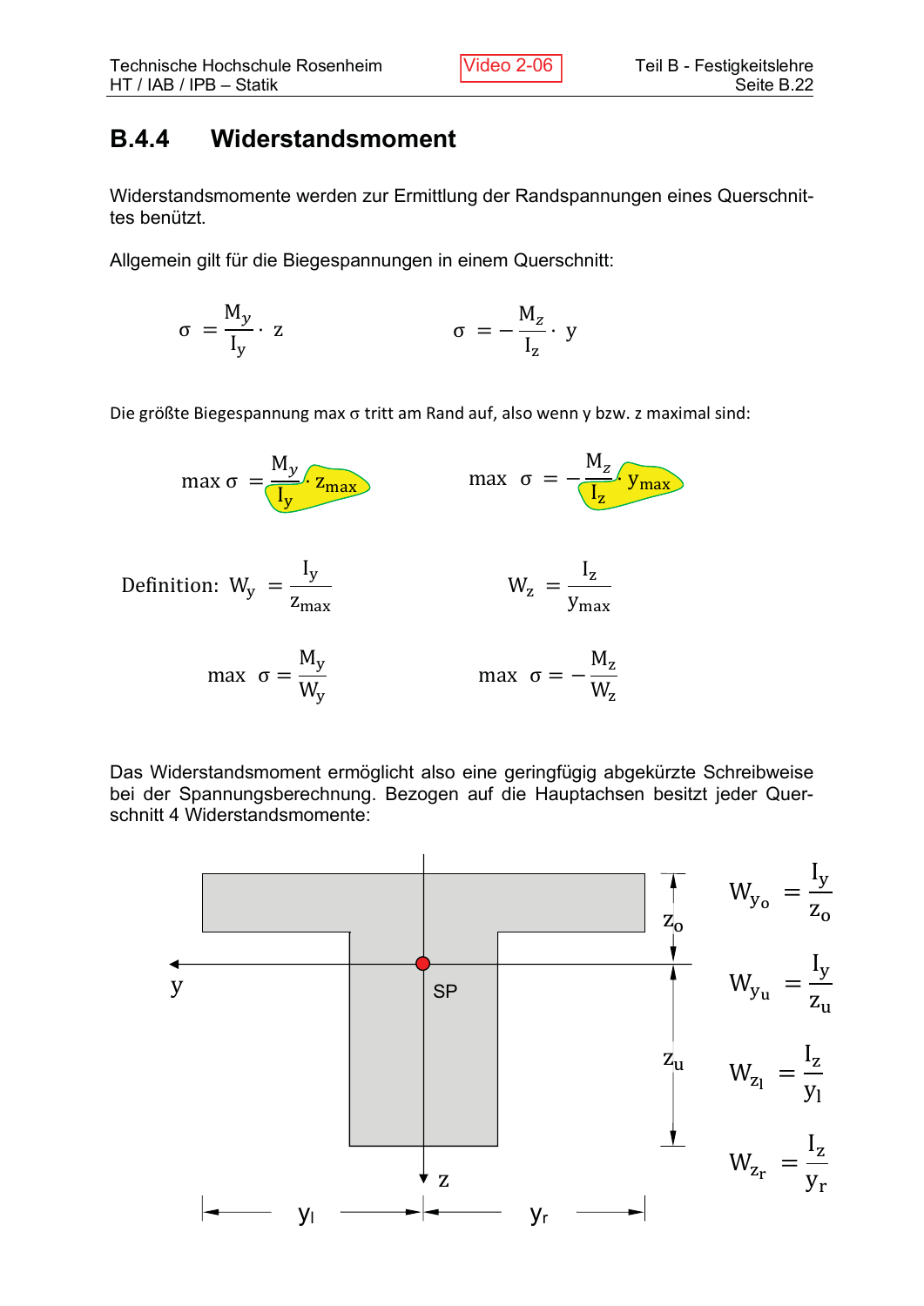## B.4.4 Widerstandsmoment

Widerstandsmomente werden zur Ermittlung der Randspannungen eines Querschnittes benützt.

Allgemein gilt für die Biegespannungen in einem Querschnitt:

$$\sigma = \frac{M_y}{I_y} \cdot z \qquad\qquad \sigma = -\frac{M_z}{I_z} \cdot y$$

Die größte Biegespannung max σ tritt am Rand auf, also wenn y bzw. z maximal sind:

$$\max \sigma = \frac{M_y}{I_y} \cdot z_{max} \qquad\qquad \max \sigma = -\frac{M_z}{I_z} \cdot y_{max}$$

Definition: $W_y = \dfrac{I_y}{z_{max}}$ $\qquad\qquad W_z = \dfrac{I_z}{y_{max}}$

$$\max \sigma = \frac{M_y}{W_y} \qquad\qquad \max \sigma = -\frac{M_z}{W_z}$$

Das Widerstandsmoment ermöglicht also eine geringfügig abgekürzte Schreibweise bei der Spannungsberechnung. Bezogen auf die Hauptachsen besitzt jeder Querschnitt 4 Widerstandsmomente:

$$W_{y_o} = \frac{I_y}{z_o} \qquad W_{y_u} = \frac{I_y}{z_u} \qquad W_{z_l} = \frac{I_z}{y_l} \qquad W_{z_r} = \frac{I_z}{y_r}$$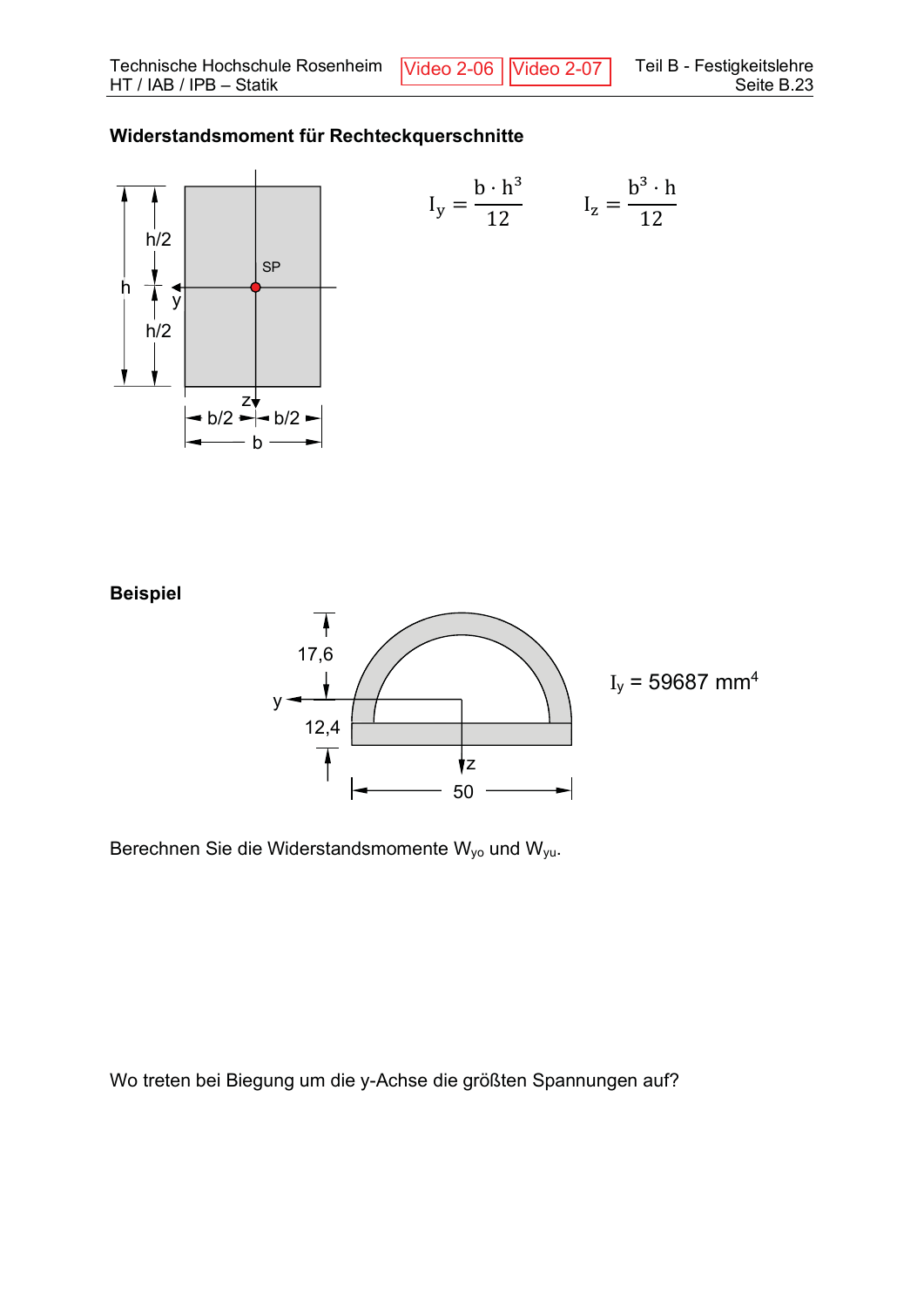## Widerstandsmoment für Rechteckquerschnitte

h/2

SP

h

y

h/2

z

b/2 b/2

b

$$I_y = \frac{b \cdot h^3}{12} \qquad I_z = \frac{b^3 \cdot h}{12}$$

**Beispiel**

17,6

y

12,4

z

50

$I_y$ = 59687 mm$^4$

Berechnen Sie die Widerstandsmomente $W_{yo}$ und $W_{yu}$.

Wo treten bei Biegung um die y-Achse die größten Spannungen auf?